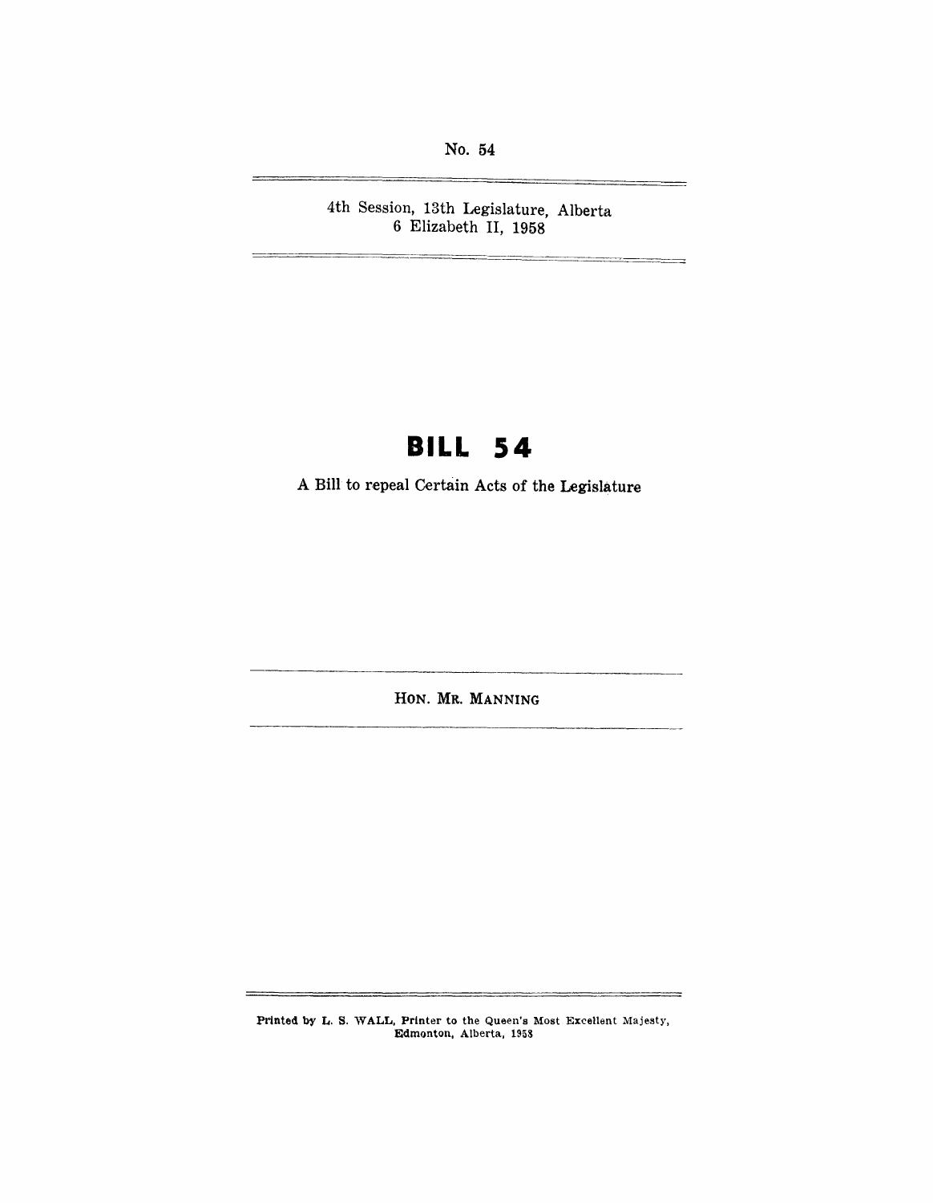No. 54

4th Session, 13th Legislature, Alberta
6 Elizabeth II, 1958

# BILL 54

A Bill to repeal Certain Acts of the Legislature

HON. MR. MANNING

Printed by L. S. WALL, Printer to the Queen's Most Excellent Majesty, Edmonton, Alberta, 1958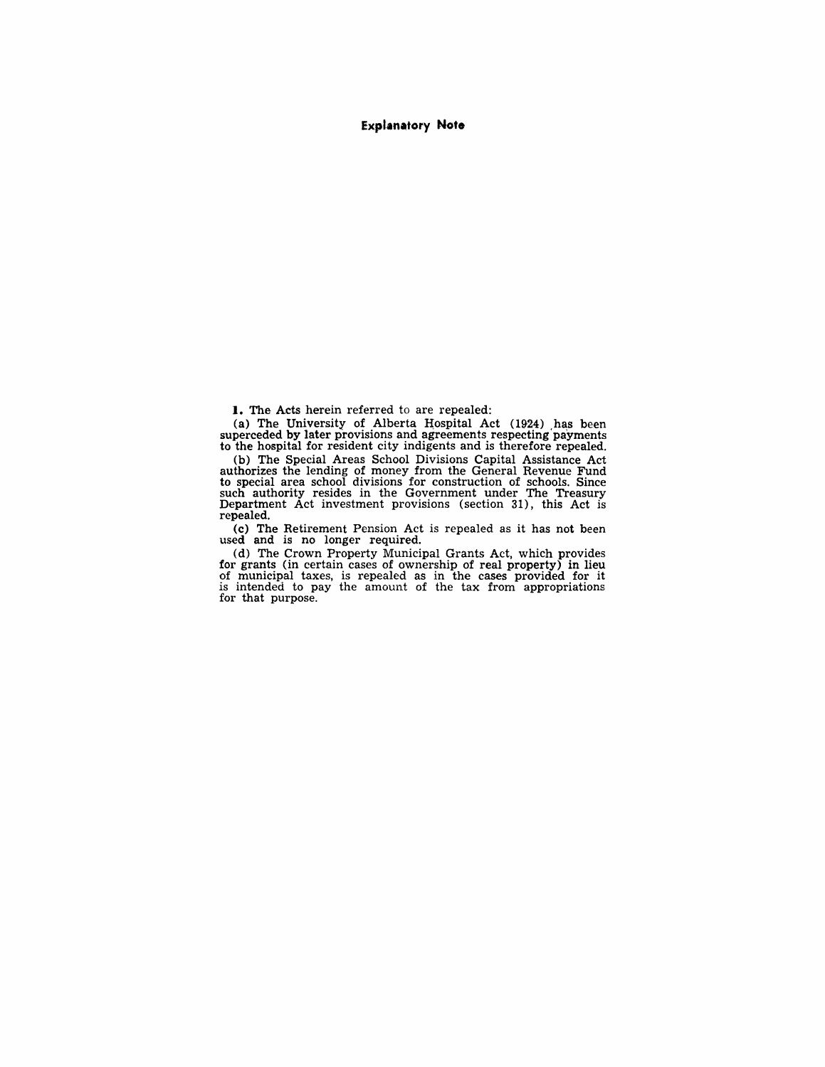## Explanatory Note

**1.** The Acts herein referred to are repealed:

(a) The University of Alberta Hospital Act (1924) has been superceded by later provisions and agreements respecting payments to the hospital for resident city indigents and is therefore repealed.

(b) The Special Areas School Divisions Capital Assistance Act authorizes the lending of money from the General Revenue Fund to special area school divisions for construction of schools. Since such authority resides in the Government under The Treasury Department Act investment provisions (section 31), this Act is repealed.

(c) The Retirement Pension Act is repealed as it has not been used and is no longer required.

(d) The Crown Property Municipal Grants Act, which provides for grants (in certain cases of ownership of real property) in lieu of municipal taxes, is repealed as in the cases provided for it is intended to pay the amount of the tax from appropriations for that purpose.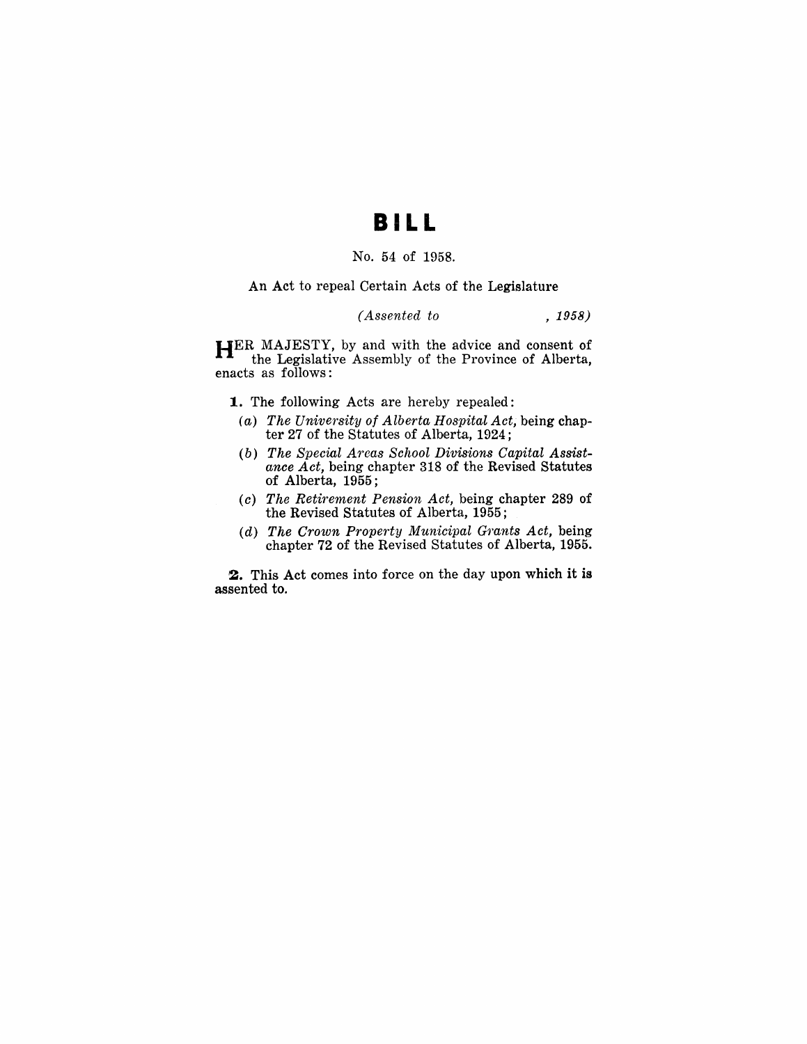# BILL

No. 54 of 1958.

An Act to repeal Certain Acts of the Legislature

*(Assented to , 1958)*

HER MAJESTY, by and with the advice and consent of the Legislative Assembly of the Province of Alberta, enacts as follows:

**1.** The following Acts are hereby repealed:

- (*a*) *The University of Alberta Hospital Act*, being chapter 27 of the Statutes of Alberta, 1924;
- (*b*) *The Special Areas School Divisions Capital Assistance Act*, being chapter 318 of the Revised Statutes of Alberta, 1955;
- (*c*) *The Retirement Pension Act*, being chapter 289 of the Revised Statutes of Alberta, 1955;
- (*d*) *The Crown Property Municipal Grants Act*, being chapter 72 of the Revised Statutes of Alberta, 1955.

**2.** This Act comes into force on the day upon which it is assented to.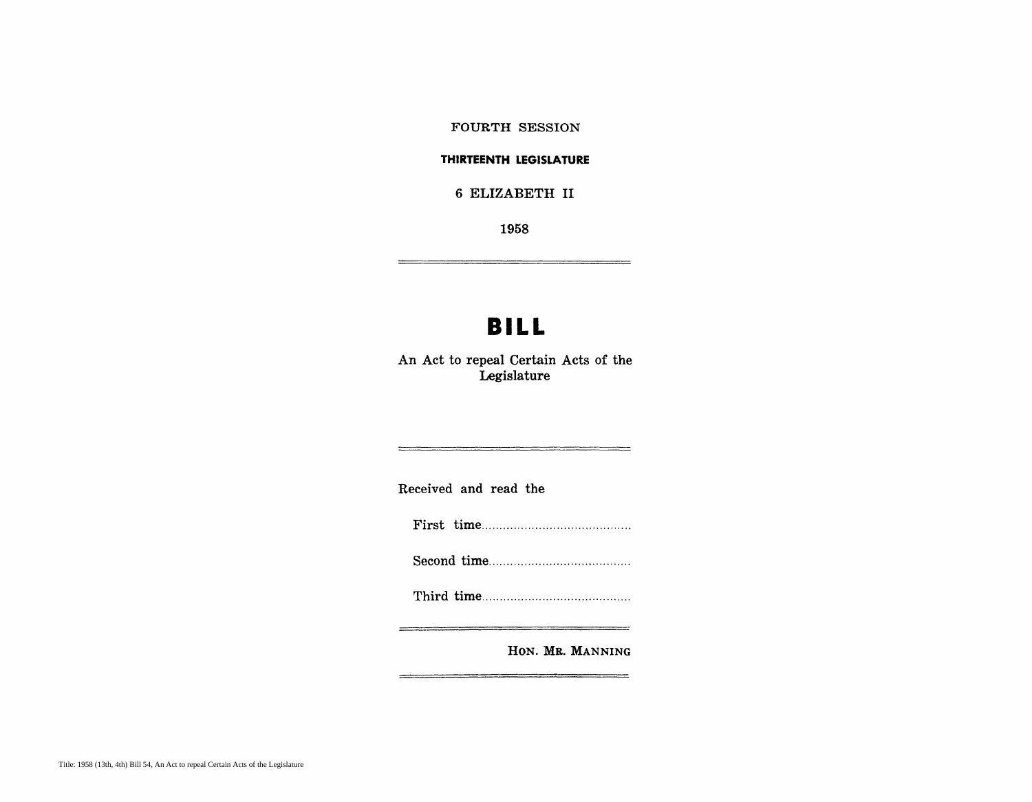FOURTH SESSION

**THIRTEENTH LEGISLATURE**

6 ELIZABETH II

1958

# BILL

An Act to repeal Certain Acts of the Legislature

Received and read the

First time..........................................

Second time........................................

Third time..........................................

HON. MR. MANNING

Title: 1958 (13th, 4th) Bill 54, An Act to repeal Certain Acts of the Legislature